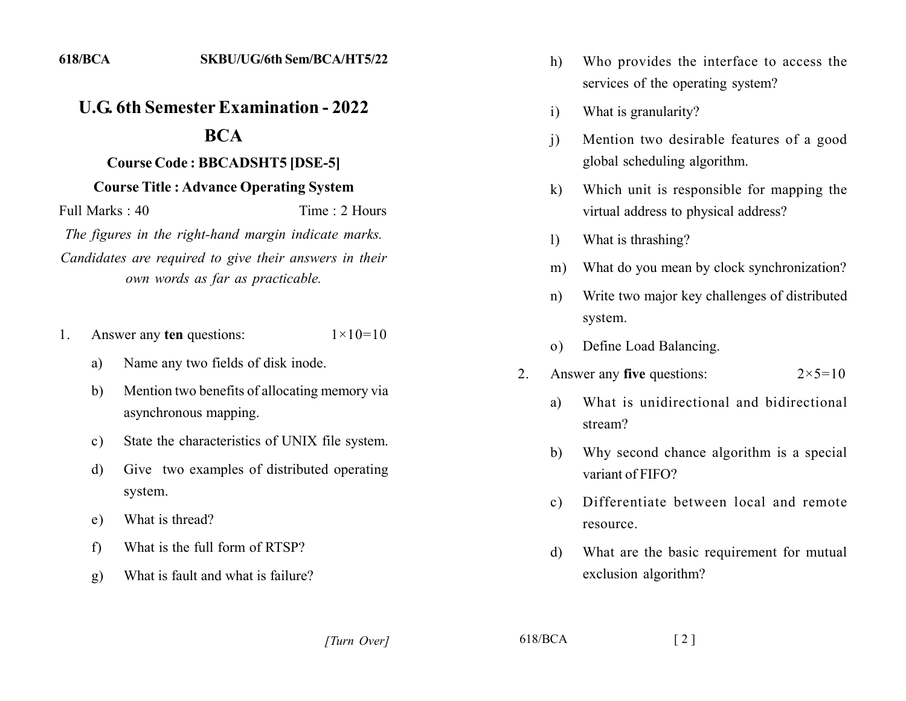618/BCA SKBU/UG/6th Sem/BCA/HT5/22

# U.G. 6th Semester Examination - 2022

## BCA

### Course Code : BBCADSHT5 [DSE-5]

### Course Title : Advance Operating System

Full Marks : 40 Time : 2 Hours

*The figures in the right-hand margin indicate marks. Candidates are required to give their answers in their own words as far as practicable.*

1. Answer any **ten** questions: 1×10=10

   a) Name any two fields of disk inode.

   b) Mention two benefits of allocating memory via asynchronous mapping.

   c) State the characteristics of UNIX file system.

   d) Give two examples of distributed operating system.

   e) What is thread?

   f) What is the full form of RTSP?

   g) What is fault and what is failure?

   h) Who provides the interface to access the services of the operating system?

   i) What is granularity?

   j) Mention two desirable features of a good global scheduling algorithm.

   k) Which unit is responsible for mapping the virtual address to physical address?

   l) What is thrashing?

   m) What do you mean by clock synchronization?

   n) Write two major key challenges of distributed system.

   o) Define Load Balancing.

2. Answer any **five** questions: 2×5=10

   a) What is unidirectional and bidirectional stream?

   b) Why second chance algorithm is a special variant of FIFO?

   c) Differentiate between local and remote resource.

   d) What are the basic requirement for mutual exclusion algorithm?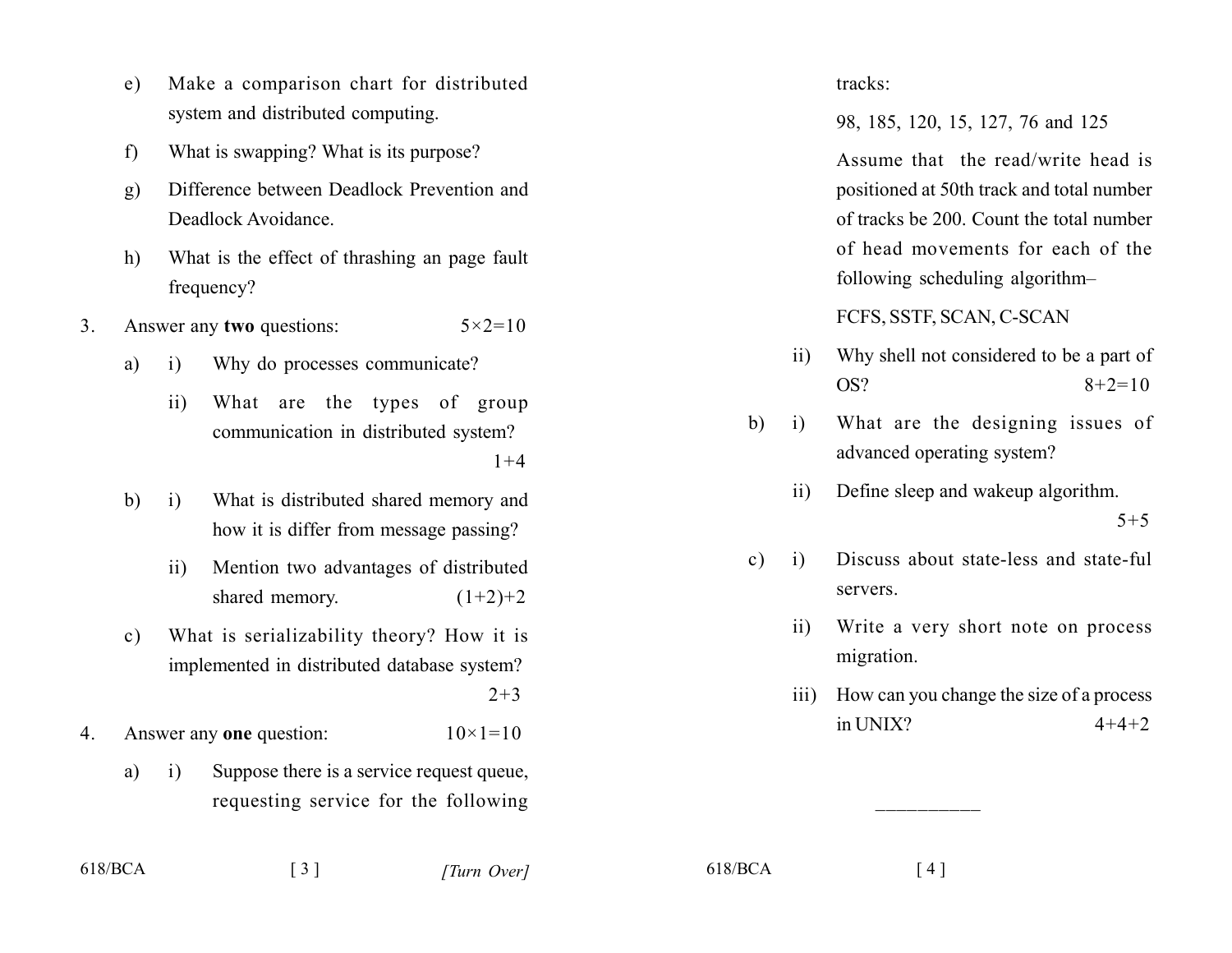e) Make a comparison chart for distributed system and distributed computing.

f) What is swapping? What is its purpose?

g) Difference between Deadlock Prevention and Deadlock Avoidance.

h) What is the effect of thrashing an page fault frequency?

3. Answer any **two** questions: 5×2=10

a) i) Why do processes communicate?

ii) What are the types of group communication in distributed system?

1+4

b) i) What is distributed shared memory and how it is differ from message passing?

ii) Mention two advantages of distributed shared memory. (1+2)+2

c) What is serializability theory? How it is implemented in distributed database system?

2+3

4. Answer any **one** question: 10×1=10

a) i) Suppose there is a service request queue, requesting service for the following tracks:

98, 185, 120, 15, 127, 76 and 125

Assume that the read/write head is positioned at 50th track and total number of tracks be 200. Count the total number of head movements for each of the following scheduling algorithm–

FCFS, SSTF, SCAN, C-SCAN

ii) Why shell not considered to be a part of OS? 8+2=10

b) i) What are the designing issues of advanced operating system?

ii) Define sleep and wakeup algorithm.

5+5

c) i) Discuss about state-less and state-ful servers.

ii) Write a very short note on process migration.

iii) How can you change the size of a process in UNIX? 4+4+2

\_\_\_\_\_\_\_\_\_\_\_